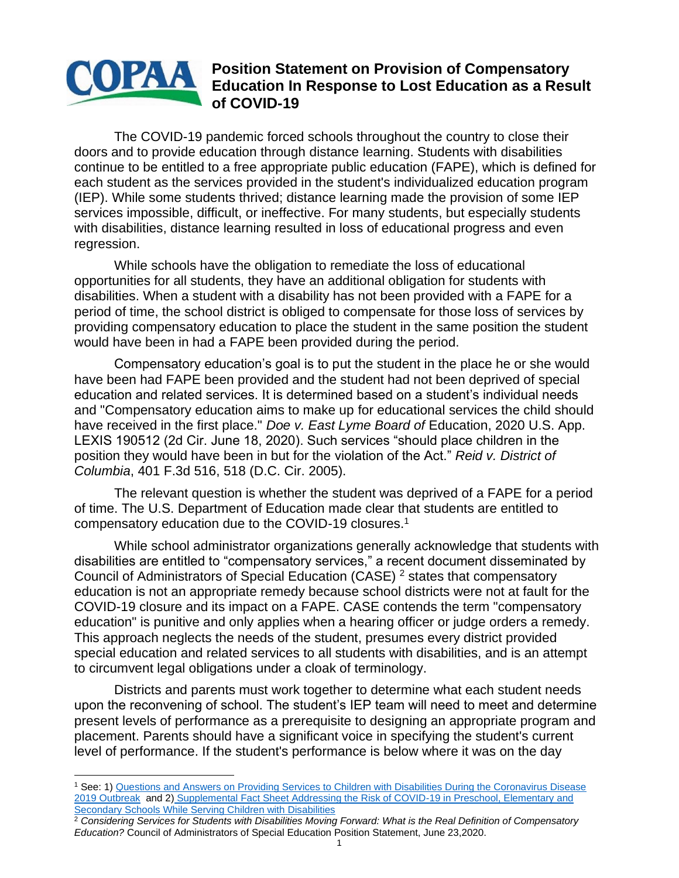# Position Statement on Provision of Compensatory Education In Response to Lost Education as a Result of COVID-19

The COVID-19 pandemic forced schools throughout the country to close their doors and to provide education through distance learning. Students with disabilities continue to be entitled to a free appropriate public education (FAPE), which is defined for each student as the services provided in the student's individualized education program (IEP). While some students thrived; distance learning made the provision of some IEP services impossible, difficult, or ineffective. For many students, but especially students with disabilities, distance learning resulted in loss of educational progress and even regression.

While schools have the obligation to remediate the loss of educational opportunities for all students, they have an additional obligation for students with disabilities. When a student with a disability has not been provided with a FAPE for a period of time, the school district is obliged to compensate for those loss of services by providing compensatory education to place the student in the same position the student would have been in had a FAPE been provided during the period.

Compensatory education's goal is to put the student in the place he or she would have been had FAPE been provided and the student had not been deprived of special education and related services. It is determined based on a student's individual needs and "Compensatory education aims to make up for educational services the child should have received in the first place." *Doe v. East Lyme Board of* Education, 2020 U.S. App. LEXIS 190512 (2d Cir. June 18, 2020). Such services "should place children in the position they would have been in but for the violation of the Act." *Reid v. District of Columbia*, 401 F.3d 516, 518 (D.C. Cir. 2005).

The relevant question is whether the student was deprived of a FAPE for a period of time. The U.S. Department of Education made clear that students are entitled to compensatory education due to the COVID-19 closures.[1]

While school administrator organizations generally acknowledge that students with disabilities are entitled to "compensatory services," a recent document disseminated by Council of Administrators of Special Education (CASE) [2] states that compensatory education is not an appropriate remedy because school districts were not at fault for the COVID-19 closure and its impact on a FAPE. CASE contends the term "compensatory education" is punitive and only applies when a hearing officer or judge orders a remedy. This approach neglects the needs of the student, presumes every district provided special education and related services to all students with disabilities, and is an attempt to circumvent legal obligations under a cloak of terminology.

Districts and parents must work together to determine what each student needs upon the reconvening of school. The student's IEP team will need to meet and determine present levels of performance as a prerequisite to designing an appropriate program and placement. Parents should have a significant voice in specifying the student's current level of performance. If the student's performance is below where it was on the day

---

[1] See: 1) Questions and Answers on Providing Services to Children with Disabilities During the Coronavirus Disease 2019 Outbreak and 2) Supplemental Fact Sheet Addressing the Risk of COVID-19 in Preschool, Elementary and Secondary Schools While Serving Children with Disabilities

[2] *Considering Services for Students with Disabilities Moving Forward: What is the Real Definition of Compensatory Education?* Council of Administrators of Special Education Position Statement, June 23,2020.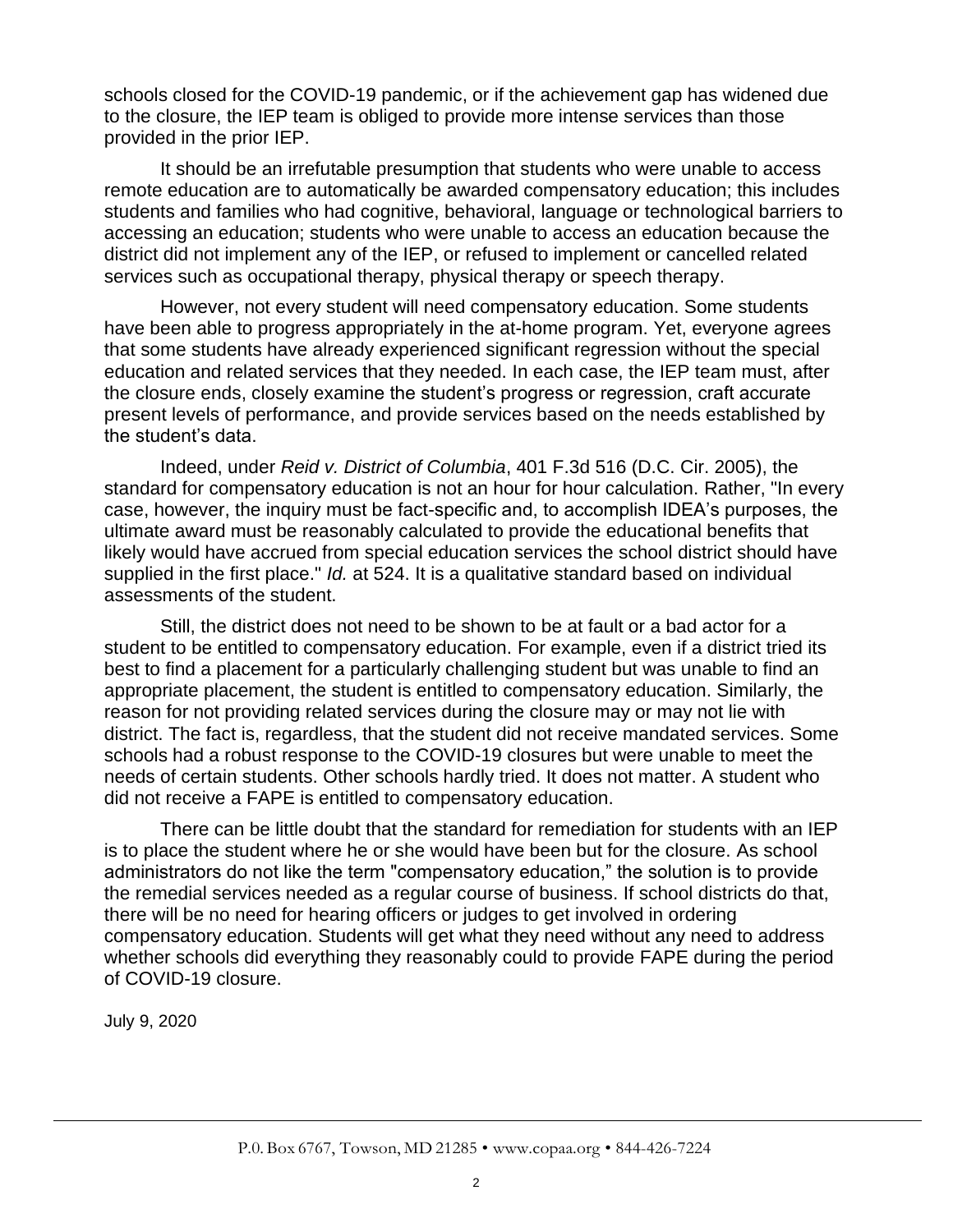schools closed for the COVID-19 pandemic, or if the achievement gap has widened due to the closure, the IEP team is obliged to provide more intense services than those provided in the prior IEP.

It should be an irrefutable presumption that students who were unable to access remote education are to automatically be awarded compensatory education; this includes students and families who had cognitive, behavioral, language or technological barriers to accessing an education; students who were unable to access an education because the district did not implement any of the IEP, or refused to implement or cancelled related services such as occupational therapy, physical therapy or speech therapy.

However, not every student will need compensatory education. Some students have been able to progress appropriately in the at-home program. Yet, everyone agrees that some students have already experienced significant regression without the special education and related services that they needed. In each case, the IEP team must, after the closure ends, closely examine the student's progress or regression, craft accurate present levels of performance, and provide services based on the needs established by the student's data.

Indeed, under *Reid v. District of Columbia*, 401 F.3d 516 (D.C. Cir. 2005), the standard for compensatory education is not an hour for hour calculation. Rather, "In every case, however, the inquiry must be fact-specific and, to accomplish IDEA's purposes, the ultimate award must be reasonably calculated to provide the educational benefits that likely would have accrued from special education services the school district should have supplied in the first place." *Id.* at 524. It is a qualitative standard based on individual assessments of the student.

Still, the district does not need to be shown to be at fault or a bad actor for a student to be entitled to compensatory education. For example, even if a district tried its best to find a placement for a particularly challenging student but was unable to find an appropriate placement, the student is entitled to compensatory education. Similarly, the reason for not providing related services during the closure may or may not lie with district. The fact is, regardless, that the student did not receive mandated services. Some schools had a robust response to the COVID-19 closures but were unable to meet the needs of certain students. Other schools hardly tried. It does not matter. A student who did not receive a FAPE is entitled to compensatory education.

There can be little doubt that the standard for remediation for students with an IEP is to place the student where he or she would have been but for the closure. As school administrators do not like the term "compensatory education," the solution is to provide the remedial services needed as a regular course of business. If school districts do that, there will be no need for hearing officers or judges to get involved in ordering compensatory education. Students will get what they need without any need to address whether schools did everything they reasonably could to provide FAPE during the period of COVID-19 closure.

July 9, 2020

P.O. Box 6767, Towson, MD 21285 • www.copaa.org • 844-426-7224